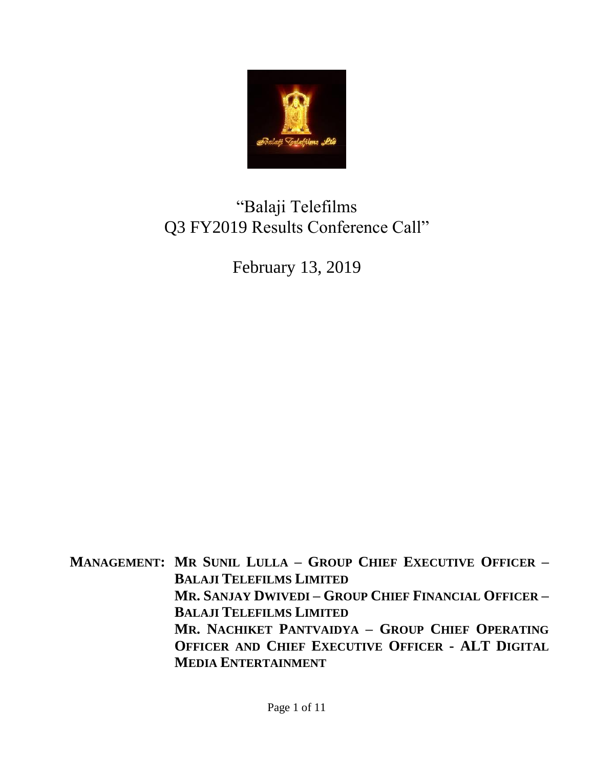# "Balaji Telefilms Q3 FY2019 Results Conference Call"

February 13, 2019

**MANAGEMENT: MR SUNIL LULLA – GROUP CHIEF EXECUTIVE OFFICER – BALAJI TELEFILMS LIMITED**

**MR. SANJAY DWIVEDI – GROUP CHIEF FINANCIAL OFFICER – BALAJI TELEFILMS LIMITED**

**MR. NACHIKET PANTVAIDYA – GROUP CHIEF OPERATING OFFICER AND CHIEF EXECUTIVE OFFICER - ALT DIGITAL MEDIA ENTERTAINMENT**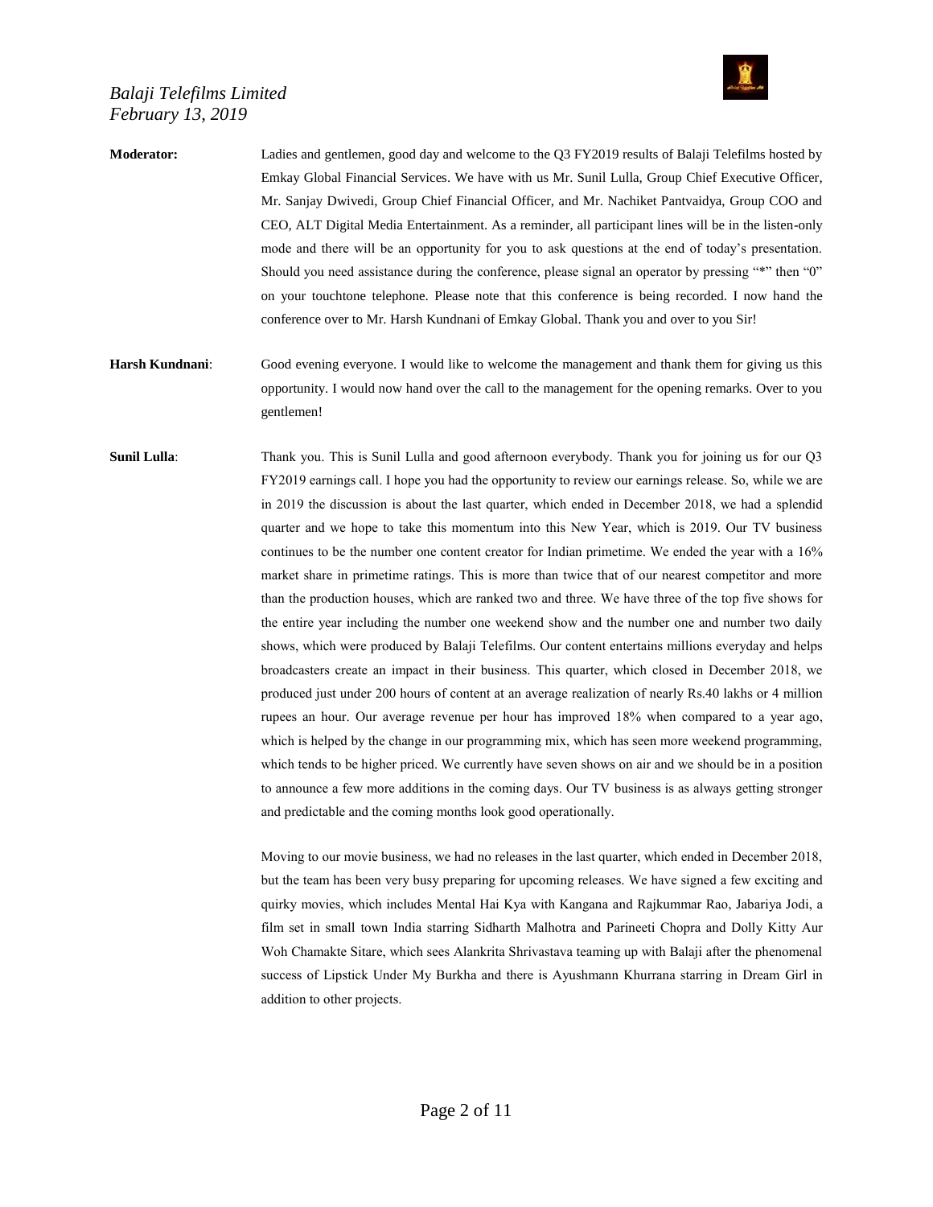**Moderator:** Ladies and gentlemen, good day and welcome to the Q3 FY2019 results of Balaji Telefilms hosted by Emkay Global Financial Services. We have with us Mr. Sunil Lulla, Group Chief Executive Officer, Mr. Sanjay Dwivedi, Group Chief Financial Officer, and Mr. Nachiket Pantvaidya, Group COO and CEO, ALT Digital Media Entertainment. As a reminder, all participant lines will be in the listen-only mode and there will be an opportunity for you to ask questions at the end of today's presentation. Should you need assistance during the conference, please signal an operator by pressing "*" then "0" on your touchtone telephone. Please note that this conference is being recorded. I now hand the conference over to Mr. Harsh Kundnani of Emkay Global. Thank you and over to you Sir!

**Harsh Kundnani**: Good evening everyone. I would like to welcome the management and thank them for giving us this opportunity. I would now hand over the call to the management for the opening remarks. Over to you gentlemen!

**Sunil Lulla**: Thank you. This is Sunil Lulla and good afternoon everybody. Thank you for joining us for our Q3 FY2019 earnings call. I hope you had the opportunity to review our earnings release. So, while we are in 2019 the discussion is about the last quarter, which ended in December 2018, we had a splendid quarter and we hope to take this momentum into this New Year, which is 2019. Our TV business continues to be the number one content creator for Indian primetime. We ended the year with a 16% market share in primetime ratings. This is more than twice that of our nearest competitor and more than the production houses, which are ranked two and three. We have three of the top five shows for the entire year including the number one weekend show and the number one and number two daily shows, which were produced by Balaji Telefilms. Our content entertains millions everyday and helps broadcasters create an impact in their business. This quarter, which closed in December 2018, we produced just under 200 hours of content at an average realization of nearly Rs.40 lakhs or 4 million rupees an hour. Our average revenue per hour has improved 18% when compared to a year ago, which is helped by the change in our programming mix, which has seen more weekend programming, which tends to be higher priced. We currently have seven shows on air and we should be in a position to announce a few more additions in the coming days. Our TV business is as always getting stronger and predictable and the coming months look good operationally.

Moving to our movie business, we had no releases in the last quarter, which ended in December 2018, but the team has been very busy preparing for upcoming releases. We have signed a few exciting and quirky movies, which includes Mental Hai Kya with Kangana and Rajkummar Rao, Jabariya Jodi, a film set in small town India starring Sidharth Malhotra and Parineeti Chopra and Dolly Kitty Aur Woh Chamakte Sitare, which sees Alankrita Shrivastava teaming up with Balaji after the phenomenal success of Lipstick Under My Burkha and there is Ayushmann Khurrana starring in Dream Girl in addition to other projects.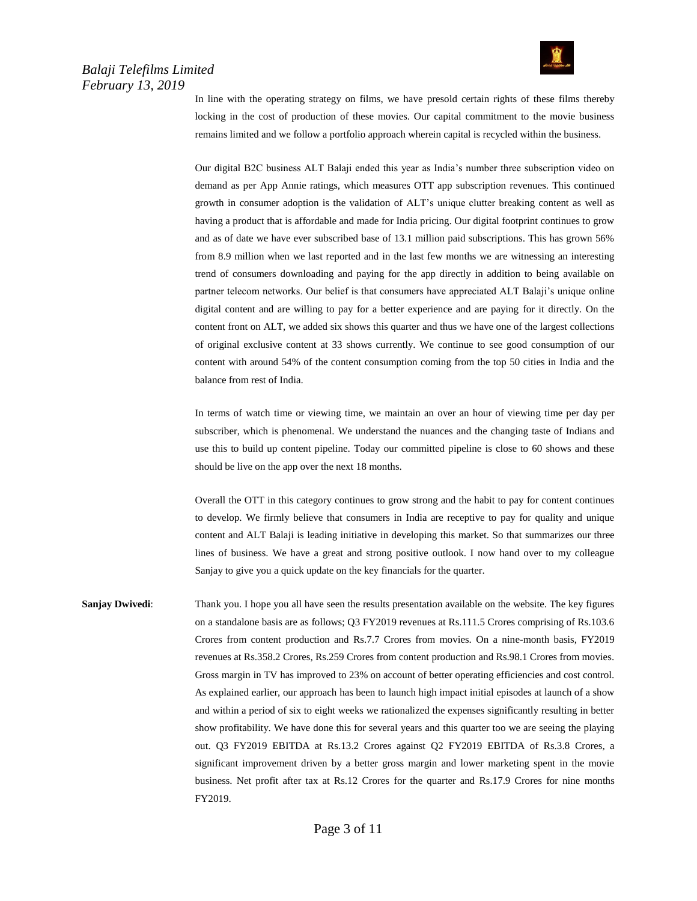In line with the operating strategy on films, we have presold certain rights of these films thereby locking in the cost of production of these movies. Our capital commitment to the movie business remains limited and we follow a portfolio approach wherein capital is recycled within the business.

Our digital B2C business ALT Balaji ended this year as India's number three subscription video on demand as per App Annie ratings, which measures OTT app subscription revenues. This continued growth in consumer adoption is the validation of ALT's unique clutter breaking content as well as having a product that is affordable and made for India pricing. Our digital footprint continues to grow and as of date we have ever subscribed base of 13.1 million paid subscriptions. This has grown 56% from 8.9 million when we last reported and in the last few months we are witnessing an interesting trend of consumers downloading and paying for the app directly in addition to being available on partner telecom networks. Our belief is that consumers have appreciated ALT Balaji's unique online digital content and are willing to pay for a better experience and are paying for it directly. On the content front on ALT, we added six shows this quarter and thus we have one of the largest collections of original exclusive content at 33 shows currently. We continue to see good consumption of our content with around 54% of the content consumption coming from the top 50 cities in India and the balance from rest of India.

In terms of watch time or viewing time, we maintain an over an hour of viewing time per day per subscriber, which is phenomenal. We understand the nuances and the changing taste of Indians and use this to build up content pipeline. Today our committed pipeline is close to 60 shows and these should be live on the app over the next 18 months.

Overall the OTT in this category continues to grow strong and the habit to pay for content continues to develop. We firmly believe that consumers in India are receptive to pay for quality and unique content and ALT Balaji is leading initiative in developing this market. So that summarizes our three lines of business. We have a great and strong positive outlook. I now hand over to my colleague Sanjay to give you a quick update on the key financials for the quarter.

**Sanjay Dwivedi**: Thank you. I hope you all have seen the results presentation available on the website. The key figures on a standalone basis are as follows; Q3 FY2019 revenues at Rs.111.5 Crores comprising of Rs.103.6 Crores from content production and Rs.7.7 Crores from movies. On a nine-month basis, FY2019 revenues at Rs.358.2 Crores, Rs.259 Crores from content production and Rs.98.1 Crores from movies. Gross margin in TV has improved to 23% on account of better operating efficiencies and cost control. As explained earlier, our approach has been to launch high impact initial episodes at launch of a show and within a period of six to eight weeks we rationalized the expenses significantly resulting in better show profitability. We have done this for several years and this quarter too we are seeing the playing out. Q3 FY2019 EBITDA at Rs.13.2 Crores against Q2 FY2019 EBITDA of Rs.3.8 Crores, a significant improvement driven by a better gross margin and lower marketing spent in the movie business. Net profit after tax at Rs.12 Crores for the quarter and Rs.17.9 Crores for nine months FY2019.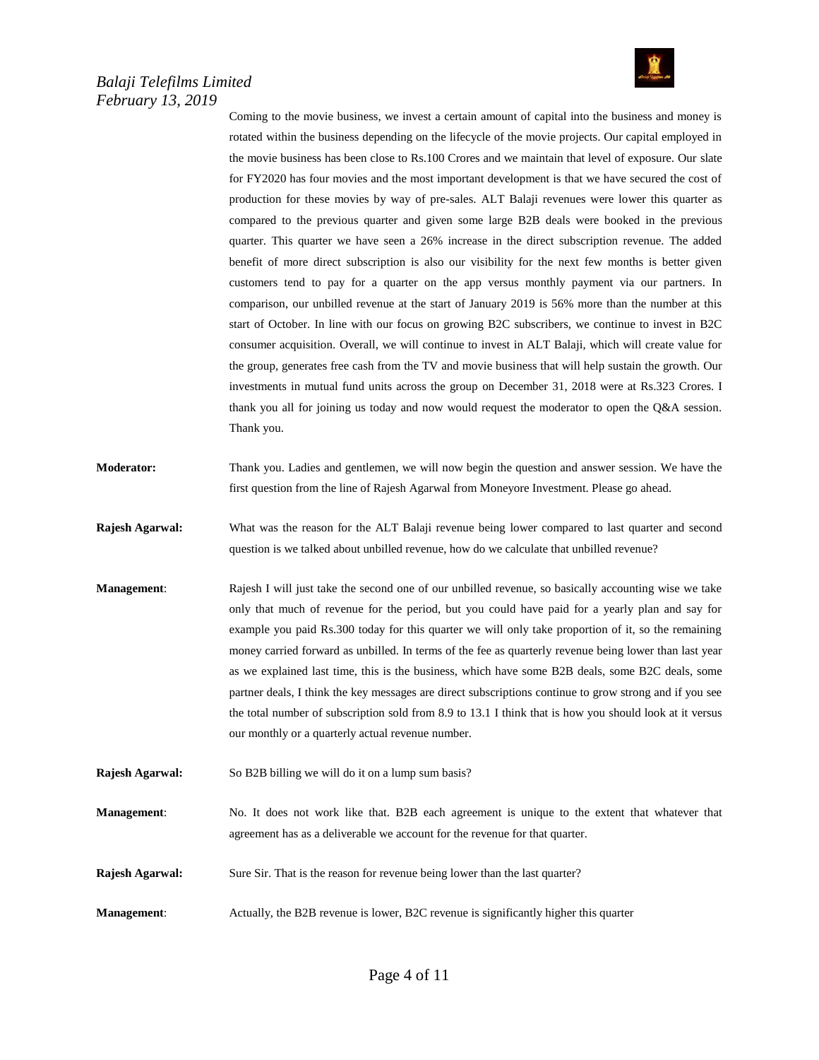Coming to the movie business, we invest a certain amount of capital into the business and money is rotated within the business depending on the lifecycle of the movie projects. Our capital employed in the movie business has been close to Rs.100 Crores and we maintain that level of exposure. Our slate for FY2020 has four movies and the most important development is that we have secured the cost of production for these movies by way of pre-sales. ALT Balaji revenues were lower this quarter as compared to the previous quarter and given some large B2B deals were booked in the previous quarter. This quarter we have seen a 26% increase in the direct subscription revenue. The added benefit of more direct subscription is also our visibility for the next few months is better given customers tend to pay for a quarter on the app versus monthly payment via our partners. In comparison, our unbilled revenue at the start of January 2019 is 56% more than the number at this start of October. In line with our focus on growing B2C subscribers, we continue to invest in B2C consumer acquisition. Overall, we will continue to invest in ALT Balaji, which will create value for the group, generates free cash from the TV and movie business that will help sustain the growth. Our investments in mutual fund units across the group on December 31, 2018 were at Rs.323 Crores. I thank you all for joining us today and now would request the moderator to open the Q&A session. Thank you.

**Moderator:** Thank you. Ladies and gentlemen, we will now begin the question and answer session. We have the first question from the line of Rajesh Agarwal from Moneyore Investment. Please go ahead.

**Rajesh Agarwal:** What was the reason for the ALT Balaji revenue being lower compared to last quarter and second question is we talked about unbilled revenue, how do we calculate that unbilled revenue?

**Management**: Rajesh I will just take the second one of our unbilled revenue, so basically accounting wise we take only that much of revenue for the period, but you could have paid for a yearly plan and say for example you paid Rs.300 today for this quarter we will only take proportion of it, so the remaining money carried forward as unbilled. In terms of the fee as quarterly revenue being lower than last year as we explained last time, this is the business, which have some B2B deals, some B2C deals, some partner deals, I think the key messages are direct subscriptions continue to grow strong and if you see the total number of subscription sold from 8.9 to 13.1 I think that is how you should look at it versus our monthly or a quarterly actual revenue number.

**Rajesh Agarwal:** So B2B billing we will do it on a lump sum basis?

**Management**: No. It does not work like that. B2B each agreement is unique to the extent that whatever that agreement has as a deliverable we account for the revenue for that quarter.

**Rajesh Agarwal:** Sure Sir. That is the reason for revenue being lower than the last quarter?

**Management**: Actually, the B2B revenue is lower, B2C revenue is significantly higher this quarter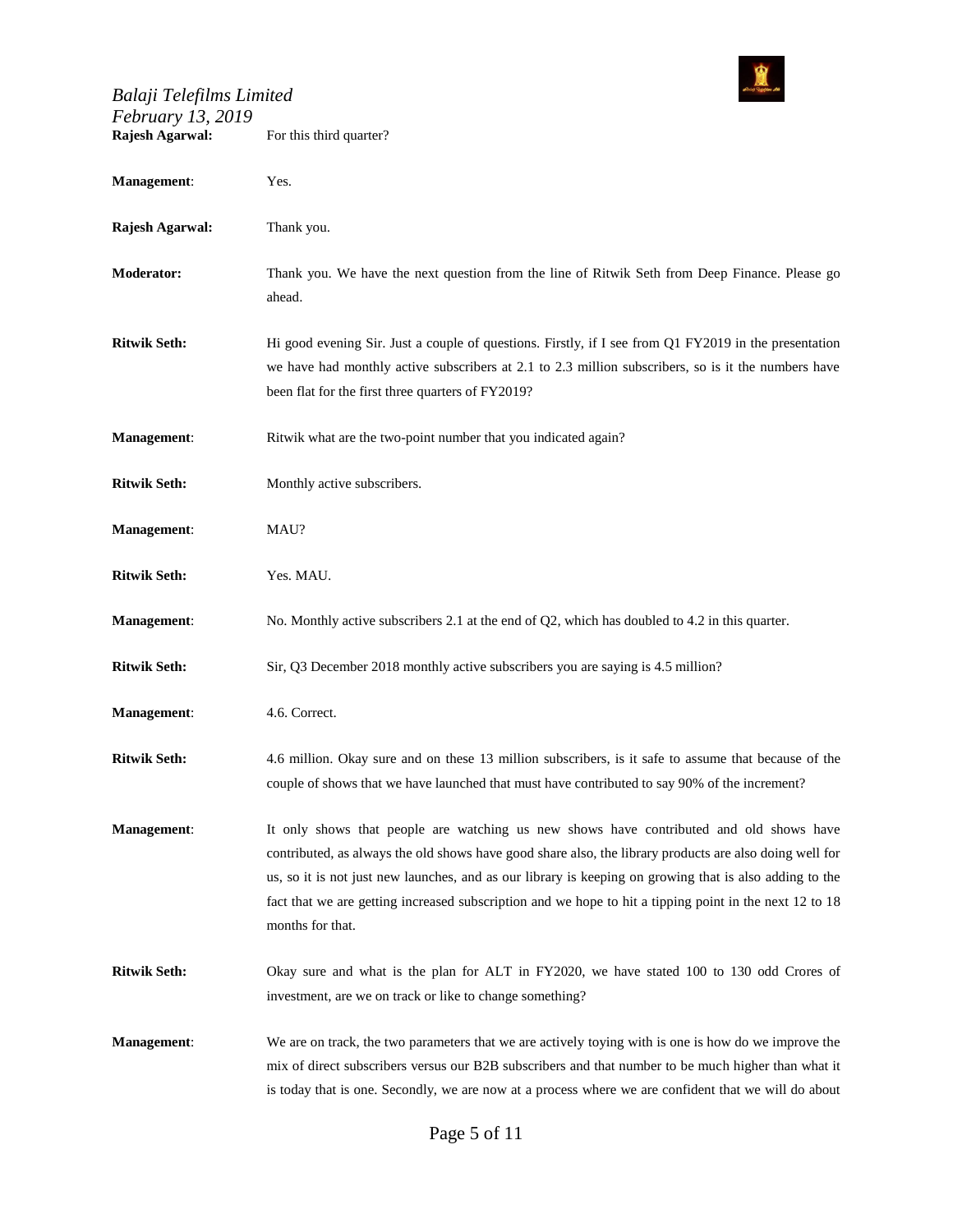**Rajesh Agarwal:** For this third quarter?

**Management**: Yes.

**Rajesh Agarwal:** Thank you.

**Moderator:** Thank you. We have the next question from the line of Ritwik Seth from Deep Finance. Please go ahead.

**Ritwik Seth:** Hi good evening Sir. Just a couple of questions. Firstly, if I see from Q1 FY2019 in the presentation we have had monthly active subscribers at 2.1 to 2.3 million subscribers, so is it the numbers have been flat for the first three quarters of FY2019?

**Management**: Ritwik what are the two-point number that you indicated again?

**Ritwik Seth:** Monthly active subscribers.

**Management**: MAU?

**Ritwik Seth:** Yes. MAU.

**Management**: No. Monthly active subscribers 2.1 at the end of Q2, which has doubled to 4.2 in this quarter.

**Ritwik Seth:** Sir, Q3 December 2018 monthly active subscribers you are saying is 4.5 million?

**Management**: 4.6. Correct.

**Ritwik Seth:** 4.6 million. Okay sure and on these 13 million subscribers, is it safe to assume that because of the couple of shows that we have launched that must have contributed to say 90% of the increment?

**Management**: It only shows that people are watching us new shows have contributed and old shows have contributed, as always the old shows have good share also, the library products are also doing well for us, so it is not just new launches, and as our library is keeping on growing that is also adding to the fact that we are getting increased subscription and we hope to hit a tipping point in the next 12 to 18 months for that.

**Ritwik Seth:** Okay sure and what is the plan for ALT in FY2020, we have stated 100 to 130 odd Crores of investment, are we on track or like to change something?

**Management**: We are on track, the two parameters that we are actively toying with is one is how do we improve the mix of direct subscribers versus our B2B subscribers and that number to be much higher than what it is today that is one. Secondly, we are now at a process where we are confident that we will do about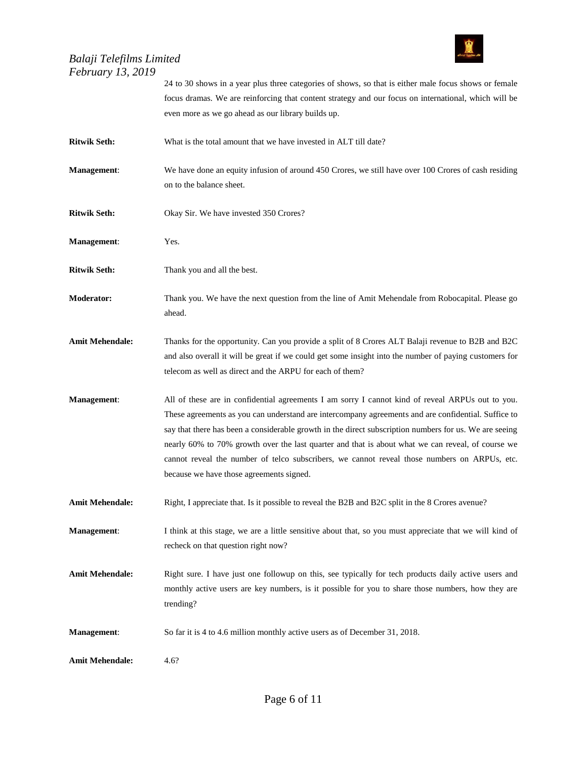24 to 30 shows in a year plus three categories of shows, so that is either male focus shows or female focus dramas. We are reinforcing that content strategy and our focus on international, which will be even more as we go ahead as our library builds up.

**Ritwik Seth:** What is the total amount that we have invested in ALT till date?

**Management**: We have done an equity infusion of around 450 Crores, we still have over 100 Crores of cash residing on to the balance sheet.

**Ritwik Seth:** Okay Sir. We have invested 350 Crores?

**Management**: Yes.

**Ritwik Seth:** Thank you and all the best.

**Moderator:** Thank you. We have the next question from the line of Amit Mehendale from Robocapital. Please go ahead.

**Amit Mehendale:** Thanks for the opportunity. Can you provide a split of 8 Crores ALT Balaji revenue to B2B and B2C and also overall it will be great if we could get some insight into the number of paying customers for telecom as well as direct and the ARPU for each of them?

**Management**: All of these are in confidential agreements I am sorry I cannot kind of reveal ARPUs out to you. These agreements as you can understand are intercompany agreements and are confidential. Suffice to say that there has been a considerable growth in the direct subscription numbers for us. We are seeing nearly 60% to 70% growth over the last quarter and that is about what we can reveal, of course we cannot reveal the number of telco subscribers, we cannot reveal those numbers on ARPUs, etc. because we have those agreements signed.

**Amit Mehendale:** Right, I appreciate that. Is it possible to reveal the B2B and B2C split in the 8 Crores avenue?

**Management**: I think at this stage, we are a little sensitive about that, so you must appreciate that we will kind of recheck on that question right now?

**Amit Mehendale:** Right sure. I have just one followup on this, see typically for tech products daily active users and monthly active users are key numbers, is it possible for you to share those numbers, how they are trending?

**Management**: So far it is 4 to 4.6 million monthly active users as of December 31, 2018.

**Amit Mehendale:** 4.6?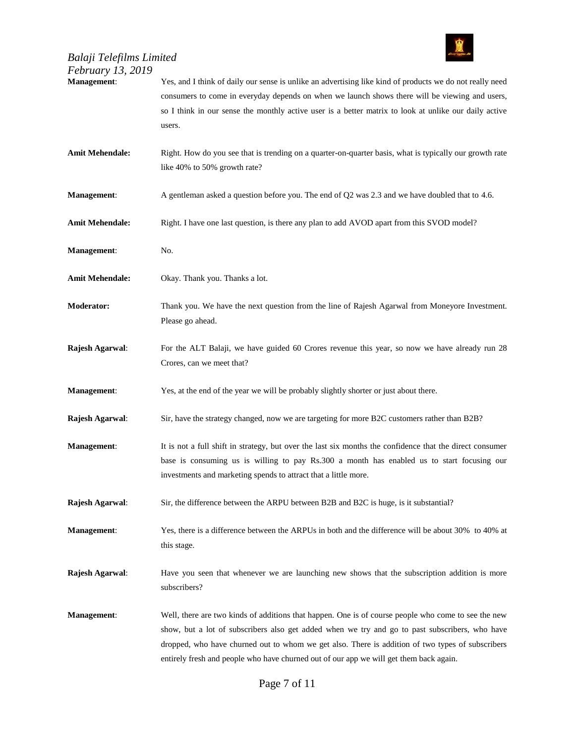**Management**: Yes, and I think of daily our sense is unlike an advertising like kind of products we do not really need consumers to come in everyday depends on when we launch shows there will be viewing and users, so I think in our sense the monthly active user is a better matrix to look at unlike our daily active users.

**Amit Mehendale:** Right. How do you see that is trending on a quarter-on-quarter basis, what is typically our growth rate like 40% to 50% growth rate?

**Management**: A gentleman asked a question before you. The end of Q2 was 2.3 and we have doubled that to 4.6.

**Amit Mehendale:** Right. I have one last question, is there any plan to add AVOD apart from this SVOD model?

**Management**: No.

**Amit Mehendale:** Okay. Thank you. Thanks a lot.

**Moderator:** Thank you. We have the next question from the line of Rajesh Agarwal from Moneyore Investment. Please go ahead.

**Rajesh Agarwal**: For the ALT Balaji, we have guided 60 Crores revenue this year, so now we have already run 28 Crores, can we meet that?

**Management**: Yes, at the end of the year we will be probably slightly shorter or just about there.

**Rajesh Agarwal**: Sir, have the strategy changed, now we are targeting for more B2C customers rather than B2B?

**Management**: It is not a full shift in strategy, but over the last six months the confidence that the direct consumer base is consuming us is willing to pay Rs.300 a month has enabled us to start focusing our investments and marketing spends to attract that a little more.

**Rajesh Agarwal**: Sir, the difference between the ARPU between B2B and B2C is huge, is it substantial?

**Management**: Yes, there is a difference between the ARPUs in both and the difference will be about 30% to 40% at this stage.

**Rajesh Agarwal**: Have you seen that whenever we are launching new shows that the subscription addition is more subscribers?

**Management**: Well, there are two kinds of additions that happen. One is of course people who come to see the new show, but a lot of subscribers also get added when we try and go to past subscribers, who have dropped, who have churned out to whom we get also. There is addition of two types of subscribers entirely fresh and people who have churned out of our app we will get them back again.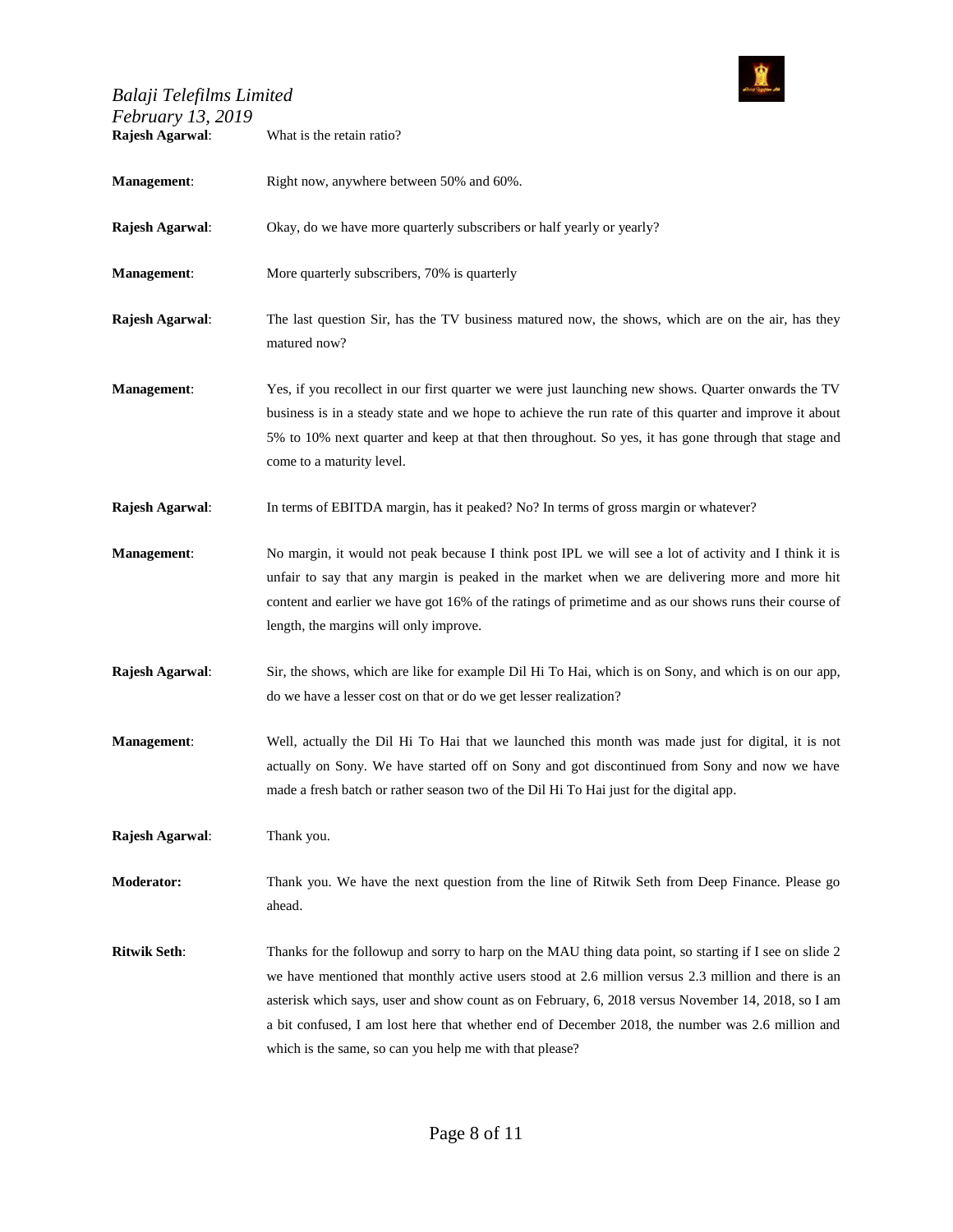**Rajesh Agarwal**: What is the retain ratio?

**Management**: Right now, anywhere between 50% and 60%.

**Rajesh Agarwal**: Okay, do we have more quarterly subscribers or half yearly or yearly?

**Management**: More quarterly subscribers, 70% is quarterly

**Rajesh Agarwal**: The last question Sir, has the TV business matured now, the shows, which are on the air, has they matured now?

**Management**: Yes, if you recollect in our first quarter we were just launching new shows. Quarter onwards the TV business is in a steady state and we hope to achieve the run rate of this quarter and improve it about 5% to 10% next quarter and keep at that then throughout. So yes, it has gone through that stage and come to a maturity level.

**Rajesh Agarwal**: In terms of EBITDA margin, has it peaked? No? In terms of gross margin or whatever?

**Management**: No margin, it would not peak because I think post IPL we will see a lot of activity and I think it is unfair to say that any margin is peaked in the market when we are delivering more and more hit content and earlier we have got 16% of the ratings of primetime and as our shows runs their course of length, the margins will only improve.

**Rajesh Agarwal**: Sir, the shows, which are like for example Dil Hi To Hai, which is on Sony, and which is on our app, do we have a lesser cost on that or do we get lesser realization?

**Management**: Well, actually the Dil Hi To Hai that we launched this month was made just for digital, it is not actually on Sony. We have started off on Sony and got discontinued from Sony and now we have made a fresh batch or rather season two of the Dil Hi To Hai just for the digital app.

**Rajesh Agarwal**: Thank you.

**Moderator:** Thank you. We have the next question from the line of Ritwik Seth from Deep Finance. Please go ahead.

**Ritwik Seth**: Thanks for the followup and sorry to harp on the MAU thing data point, so starting if I see on slide 2 we have mentioned that monthly active users stood at 2.6 million versus 2.3 million and there is an asterisk which says, user and show count as on February, 6, 2018 versus November 14, 2018, so I am a bit confused, I am lost here that whether end of December 2018, the number was 2.6 million and which is the same, so can you help me with that please?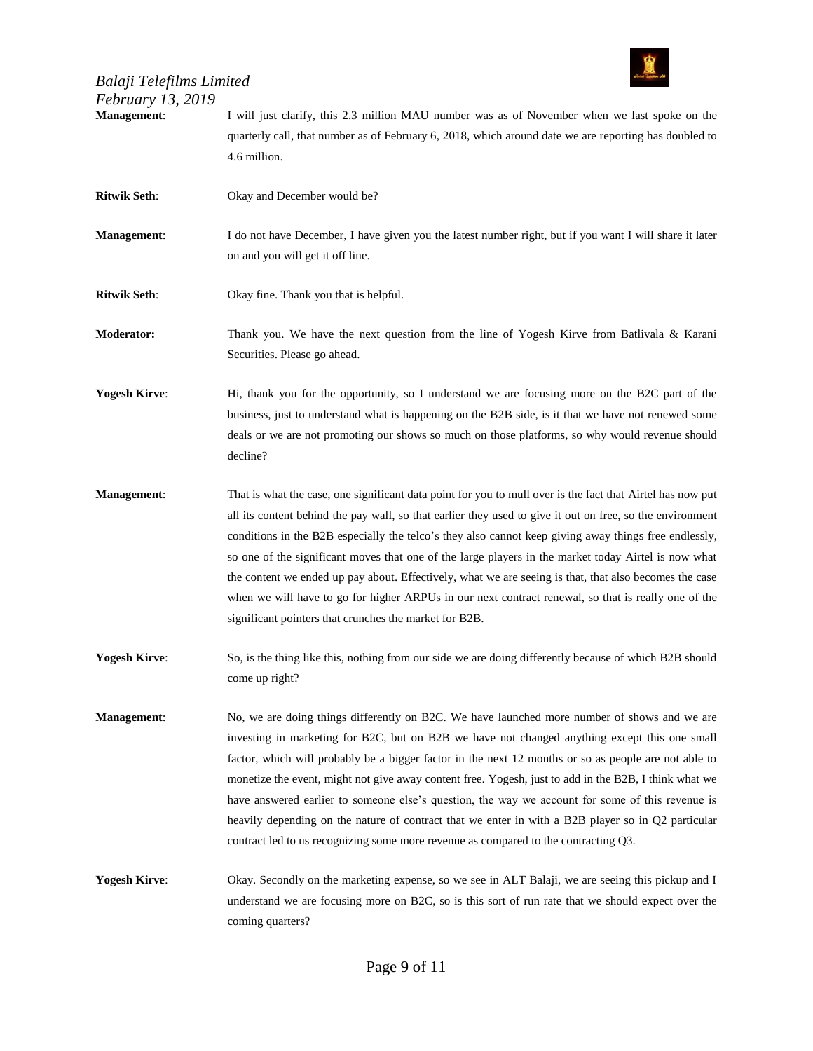**Management**: I will just clarify, this 2.3 million MAU number was as of November when we last spoke on the quarterly call, that number as of February 6, 2018, which around date we are reporting has doubled to 4.6 million.

**Ritwik Seth**: Okay and December would be?

**Management**: I do not have December, I have given you the latest number right, but if you want I will share it later on and you will get it off line.

**Ritwik Seth**: Okay fine. Thank you that is helpful.

**Moderator:** Thank you. We have the next question from the line of Yogesh Kirve from Batlivala & Karani Securities. Please go ahead.

**Yogesh Kirve**: Hi, thank you for the opportunity, so I understand we are focusing more on the B2C part of the business, just to understand what is happening on the B2B side, is it that we have not renewed some deals or we are not promoting our shows so much on those platforms, so why would revenue should decline?

**Management**: That is what the case, one significant data point for you to mull over is the fact that Airtel has now put all its content behind the pay wall, so that earlier they used to give it out on free, so the environment conditions in the B2B especially the telco's they also cannot keep giving away things free endlessly, so one of the significant moves that one of the large players in the market today Airtel is now what the content we ended up pay about. Effectively, what we are seeing is that, that also becomes the case when we will have to go for higher ARPUs in our next contract renewal, so that is really one of the significant pointers that crunches the market for B2B.

**Yogesh Kirve**: So, is the thing like this, nothing from our side we are doing differently because of which B2B should come up right?

**Management**: No, we are doing things differently on B2C. We have launched more number of shows and we are investing in marketing for B2C, but on B2B we have not changed anything except this one small factor, which will probably be a bigger factor in the next 12 months or so as people are not able to monetize the event, might not give away content free. Yogesh, just to add in the B2B, I think what we have answered earlier to someone else's question, the way we account for some of this revenue is heavily depending on the nature of contract that we enter in with a B2B player so in Q2 particular contract led to us recognizing some more revenue as compared to the contracting Q3.

**Yogesh Kirve**: Okay. Secondly on the marketing expense, so we see in ALT Balaji, we are seeing this pickup and I understand we are focusing more on B2C, so is this sort of run rate that we should expect over the coming quarters?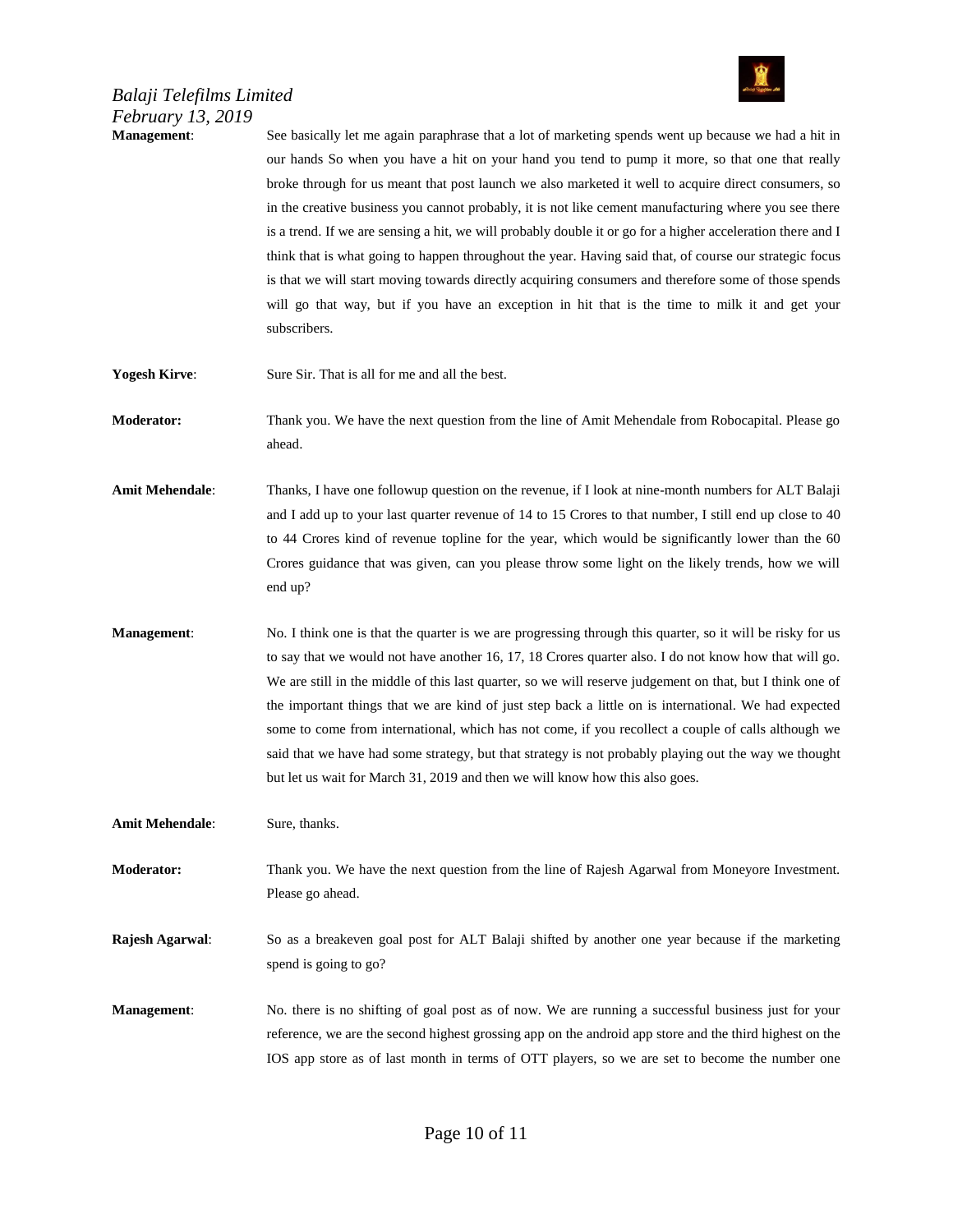**Management**: See basically let me again paraphrase that a lot of marketing spends went up because we had a hit in our hands So when you have a hit on your hand you tend to pump it more, so that one that really broke through for us meant that post launch we also marketed it well to acquire direct consumers, so in the creative business you cannot probably, it is not like cement manufacturing where you see there is a trend. If we are sensing a hit, we will probably double it or go for a higher acceleration there and I think that is what going to happen throughout the year. Having said that, of course our strategic focus is that we will start moving towards directly acquiring consumers and therefore some of those spends will go that way, but if you have an exception in hit that is the time to milk it and get your subscribers.

**Yogesh Kirve**: Sure Sir. That is all for me and all the best.

**Moderator:** Thank you. We have the next question from the line of Amit Mehendale from Robocapital. Please go ahead.

**Amit Mehendale**: Thanks, I have one followup question on the revenue, if I look at nine-month numbers for ALT Balaji and I add up to your last quarter revenue of 14 to 15 Crores to that number, I still end up close to 40 to 44 Crores kind of revenue topline for the year, which would be significantly lower than the 60 Crores guidance that was given, can you please throw some light on the likely trends, how we will end up?

**Management**: No. I think one is that the quarter is we are progressing through this quarter, so it will be risky for us to say that we would not have another 16, 17, 18 Crores quarter also. I do not know how that will go. We are still in the middle of this last quarter, so we will reserve judgement on that, but I think one of the important things that we are kind of just step back a little on is international. We had expected some to come from international, which has not come, if you recollect a couple of calls although we said that we have had some strategy, but that strategy is not probably playing out the way we thought but let us wait for March 31, 2019 and then we will know how this also goes.

**Amit Mehendale**: Sure, thanks.

**Moderator:** Thank you. We have the next question from the line of Rajesh Agarwal from Moneyore Investment. Please go ahead.

**Rajesh Agarwal**: So as a breakeven goal post for ALT Balaji shifted by another one year because if the marketing spend is going to go?

**Management**: No. there is no shifting of goal post as of now. We are running a successful business just for your reference, we are the second highest grossing app on the android app store and the third highest on the IOS app store as of last month in terms of OTT players, so we are set to become the number one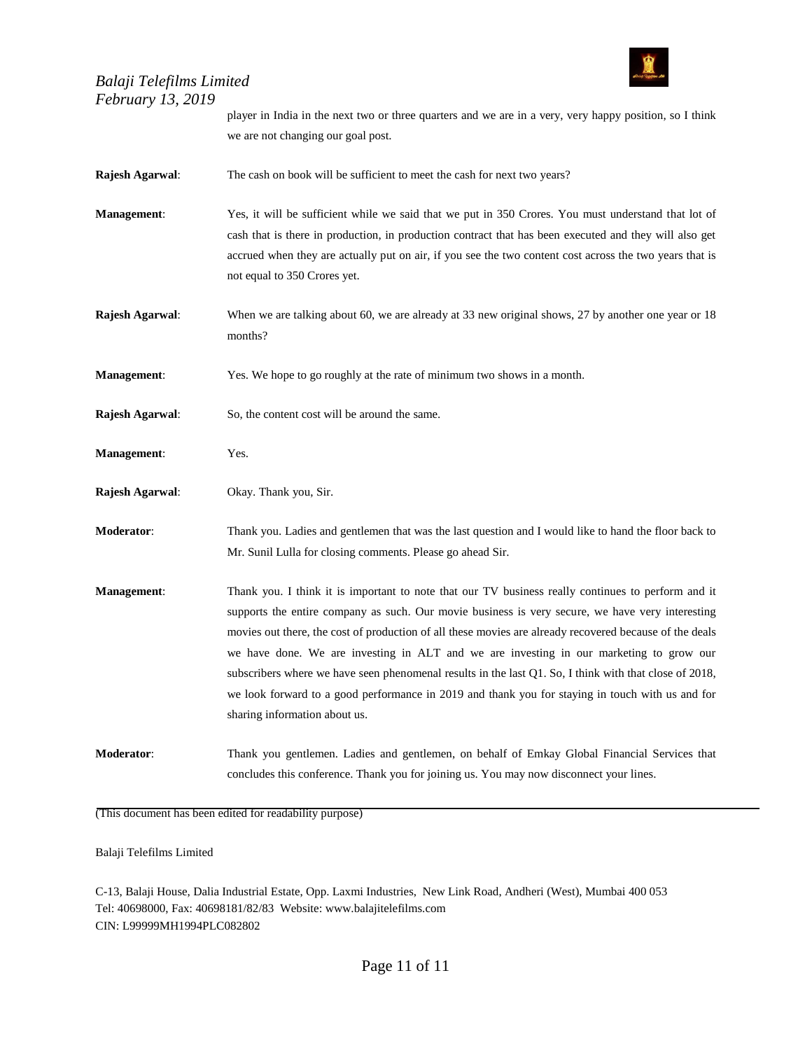player in India in the next two or three quarters and we are in a very, very happy position, so I think we are not changing our goal post.

**Rajesh Agarwal**: The cash on book will be sufficient to meet the cash for next two years?

**Management**: Yes, it will be sufficient while we said that we put in 350 Crores. You must understand that lot of cash that is there in production, in production contract that has been executed and they will also get accrued when they are actually put on air, if you see the two content cost across the two years that is not equal to 350 Crores yet.

**Rajesh Agarwal**: When we are talking about 60, we are already at 33 new original shows, 27 by another one year or 18 months?

**Management**: Yes. We hope to go roughly at the rate of minimum two shows in a month.

**Rajesh Agarwal**: So, the content cost will be around the same.

**Management**: Yes.

**Rajesh Agarwal**: Okay. Thank you, Sir.

**Moderator**: Thank you. Ladies and gentlemen that was the last question and I would like to hand the floor back to Mr. Sunil Lulla for closing comments. Please go ahead Sir.

**Management**: Thank you. I think it is important to note that our TV business really continues to perform and it supports the entire company as such. Our movie business is very secure, we have very interesting movies out there, the cost of production of all these movies are already recovered because of the deals we have done. We are investing in ALT and we are investing in our marketing to grow our subscribers where we have seen phenomenal results in the last Q1. So, I think with that close of 2018, we look forward to a good performance in 2019 and thank you for staying in touch with us and for sharing information about us.

**Moderator**: Thank you gentlemen. Ladies and gentlemen, on behalf of Emkay Global Financial Services that concludes this conference. Thank you for joining us. You may now disconnect your lines.

(This document has been edited for readability purpose)

Balaji Telefilms Limited

C-13, Balaji House, Dalia Industrial Estate, Opp. Laxmi Industries, New Link Road, Andheri (West), Mumbai 400 053
Tel: 40698000, Fax: 40698181/82/83 Website: www.balajitelefilms.com
CIN: L99999MH1994PLC082802